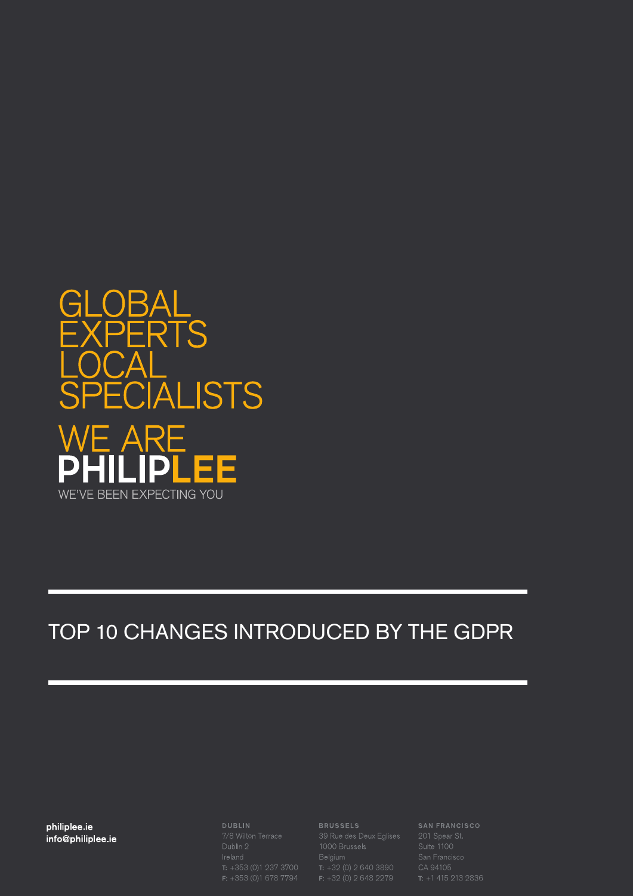GLOBAL
EXPERTS
LOCAL
SPECIALISTS

WE ARE
**PHILIPLEE**

WE'VE BEEN EXPECTING YOU

# TOP 10 CHANGES INTRODUCED BY THE GDPR

**philiplee.ie**
**info@philiplee.ie**

**DUBLIN**
7/8 Wilton Terrace
Dublin 2
Ireland
T: +353 (0)1 237 3700
F: +353 (0)1 678 7794

**BRUSSELS**
39 Rue des Deux Eglises
1000 Brussels
Belgium
T: +32 (0) 2 640 3890
F: +32 (0) 2 648 2279

**SAN FRANCISCO**
201 Spear St.
Suite 1100
San Francisco
CA 94105
T: +1 415 213 2836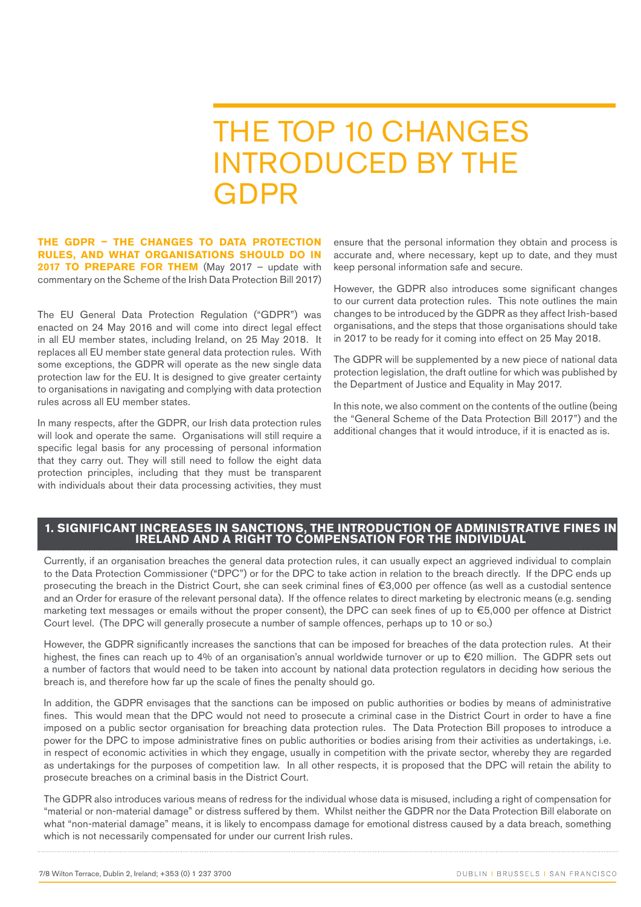# THE TOP 10 CHANGES INTRODUCED BY THE GDPR

**THE GDPR – THE CHANGES TO DATA PROTECTION RULES, AND WHAT ORGANISATIONS SHOULD DO IN 2017 TO PREPARE FOR THEM** (May 2017 – update with commentary on the Scheme of the Irish Data Protection Bill 2017)

The EU General Data Protection Regulation ("GDPR") was enacted on 24 May 2016 and will come into direct legal effect in all EU member states, including Ireland, on 25 May 2018. It replaces all EU member state general data protection rules. With some exceptions, the GDPR will operate as the new single data protection law for the EU. It is designed to give greater certainty to organisations in navigating and complying with data protection rules across all EU member states.

In many respects, after the GDPR, our Irish data protection rules will look and operate the same. Organisations will still require a specific legal basis for any processing of personal information that they carry out. They will still need to follow the eight data protection principles, including that they must be transparent with individuals about their data processing activities, they must ensure that the personal information they obtain and process is accurate and, where necessary, kept up to date, and they must keep personal information safe and secure.

However, the GDPR also introduces some significant changes to our current data protection rules. This note outlines the main changes to be introduced by the GDPR as they affect Irish-based organisations, and the steps that those organisations should take in 2017 to be ready for it coming into effect on 25 May 2018.

The GDPR will be supplemented by a new piece of national data protection legislation, the draft outline for which was published by the Department of Justice and Equality in May 2017.

In this note, we also comment on the contents of the outline (being the "General Scheme of the Data Protection Bill 2017") and the additional changes that it would introduce, if it is enacted as is.

## 1. SIGNIFICANT INCREASES IN SANCTIONS, THE INTRODUCTION OF ADMINISTRATIVE FINES IN IRELAND AND A RIGHT TO COMPENSATION FOR THE INDIVIDUAL

Currently, if an organisation breaches the general data protection rules, it can usually expect an aggrieved individual to complain to the Data Protection Commissioner ("DPC") or for the DPC to take action in relation to the breach directly. If the DPC ends up prosecuting the breach in the District Court, she can seek criminal fines of €3,000 per offence (as well as a custodial sentence and an Order for erasure of the relevant personal data). If the offence relates to direct marketing by electronic means (e.g. sending marketing text messages or emails without the proper consent), the DPC can seek fines of up to €5,000 per offence at District Court level. (The DPC will generally prosecute a number of sample offences, perhaps up to 10 or so.)

However, the GDPR significantly increases the sanctions that can be imposed for breaches of the data protection rules. At their highest, the fines can reach up to 4% of an organisation's annual worldwide turnover or up to €20 million. The GDPR sets out a number of factors that would need to be taken into account by national data protection regulators in deciding how serious the breach is, and therefore how far up the scale of fines the penalty should go.

In addition, the GDPR envisages that the sanctions can be imposed on public authorities or bodies by means of administrative fines. This would mean that the DPC would not need to prosecute a criminal case in the District Court in order to have a fine imposed on a public sector organisation for breaching data protection rules. The Data Protection Bill proposes to introduce a power for the DPC to impose administrative fines on public authorities or bodies arising from their activities as undertakings, i.e. in respect of economic activities in which they engage, usually in competition with the private sector, whereby they are regarded as undertakings for the purposes of competition law. In all other respects, it is proposed that the DPC will retain the ability to prosecute breaches on a criminal basis in the District Court.

The GDPR also introduces various means of redress for the individual whose data is misused, including a right of compensation for "material or non-material damage" or distress suffered by them. Whilst neither the GDPR nor the Data Protection Bill elaborate on what "non-material damage" means, it is likely to encompass damage for emotional distress caused by a data breach, something which is not necessarily compensated for under our current Irish rules.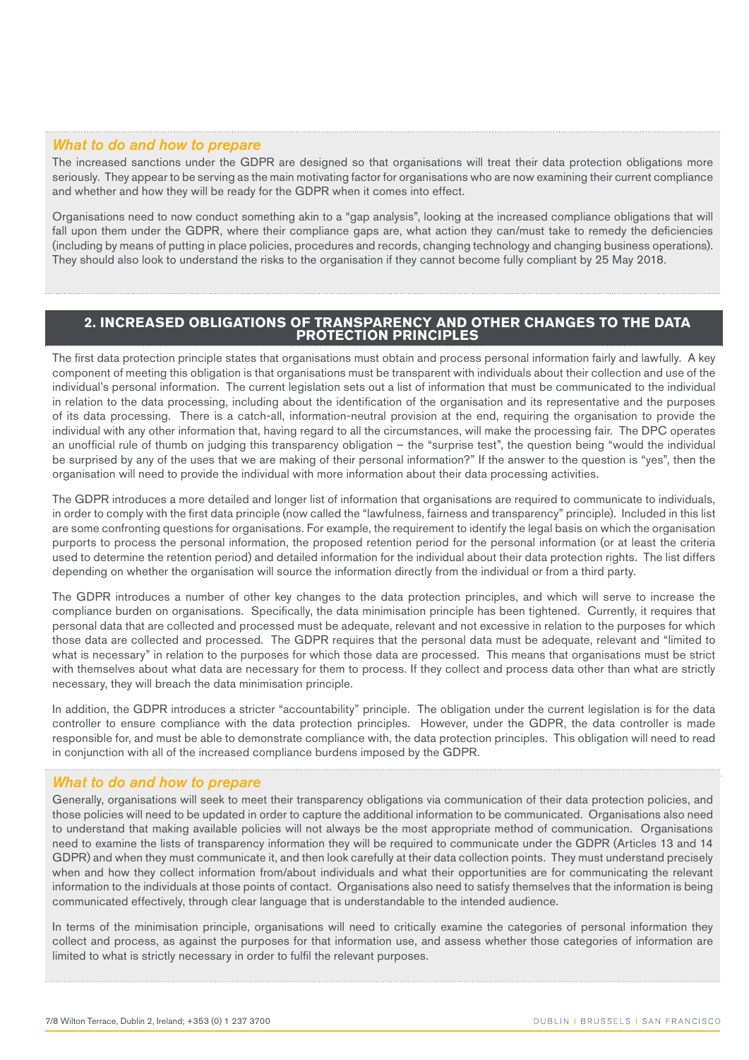### *What to do and how to prepare*

The increased sanctions under the GDPR are designed so that organisations will treat their data protection obligations more seriously. They appear to be serving as the main motivating factor for organisations who are now examining their current compliance and whether and how they will be ready for the GDPR when it comes into effect.

Organisations need to now conduct something akin to a "gap analysis", looking at the increased compliance obligations that will fall upon them under the GDPR, where their compliance gaps are, what action they can/must take to remedy the deficiencies (including by means of putting in place policies, procedures and records, changing technology and changing business operations). They should also look to understand the risks to the organisation if they cannot become fully compliant by 25 May 2018.

## 2. INCREASED OBLIGATIONS OF TRANSPARENCY AND OTHER CHANGES TO THE DATA PROTECTION PRINCIPLES

The first data protection principle states that organisations must obtain and process personal information fairly and lawfully. A key component of meeting this obligation is that organisations must be transparent with individuals about their collection and use of the individual's personal information. The current legislation sets out a list of information that must be communicated to the individual in relation to the data processing, including about the identification of the organisation and its representative and the purposes of its data processing. There is a catch-all, information-neutral provision at the end, requiring the organisation to provide the individual with any other information that, having regard to all the circumstances, will make the processing fair. The DPC operates an unofficial rule of thumb on judging this transparency obligation – the "surprise test", the question being "would the individual be surprised by any of the uses that we are making of their personal information?" If the answer to the question is "yes", then the organisation will need to provide the individual with more information about their data processing activities.

The GDPR introduces a more detailed and longer list of information that organisations are required to communicate to individuals, in order to comply with the first data principle (now called the "lawfulness, fairness and transparency" principle). Included in this list are some confronting questions for organisations. For example, the requirement to identify the legal basis on which the organisation purports to process the personal information, the proposed retention period for the personal information (or at least the criteria used to determine the retention period) and detailed information for the individual about their data protection rights. The list differs depending on whether the organisation will source the information directly from the individual or from a third party.

The GDPR introduces a number of other key changes to the data protection principles, and which will serve to increase the compliance burden on organisations. Specifically, the data minimisation principle has been tightened. Currently, it requires that personal data that are collected and processed must be adequate, relevant and not excessive in relation to the purposes for which those data are collected and processed. The GDPR requires that the personal data must be adequate, relevant and "limited to what is necessary" in relation to the purposes for which those data are processed. This means that organisations must be strict with themselves about what data are necessary for them to process. If they collect and process data other than what are strictly necessary, they will breach the data minimisation principle.

In addition, the GDPR introduces a stricter "accountability" principle. The obligation under the current legislation is for the data controller to ensure compliance with the data protection principles. However, under the GDPR, the data controller is made responsible for, and must be able to demonstrate compliance with, the data protection principles. This obligation will need to read in conjunction with all of the increased compliance burdens imposed by the GDPR.

### *What to do and how to prepare*

Generally, organisations will seek to meet their transparency obligations via communication of their data protection policies, and those policies will need to be updated in order to capture the additional information to be communicated. Organisations also need to understand that making available policies will not always be the most appropriate method of communication. Organisations need to examine the lists of transparency information they will be required to communicate under the GDPR (Articles 13 and 14 GDPR) and when they must communicate it, and then look carefully at their data collection points. They must understand precisely when and how they collect information from/about individuals and what their opportunities are for communicating the relevant information to the individuals at those points of contact. Organisations also need to satisfy themselves that the information is being communicated effectively, through clear language that is understandable to the intended audience.

In terms of the minimisation principle, organisations will need to critically examine the categories of personal information they collect and process, as against the purposes for that information use, and assess whether those categories of information are limited to what is strictly necessary in order to fulfil the relevant purposes.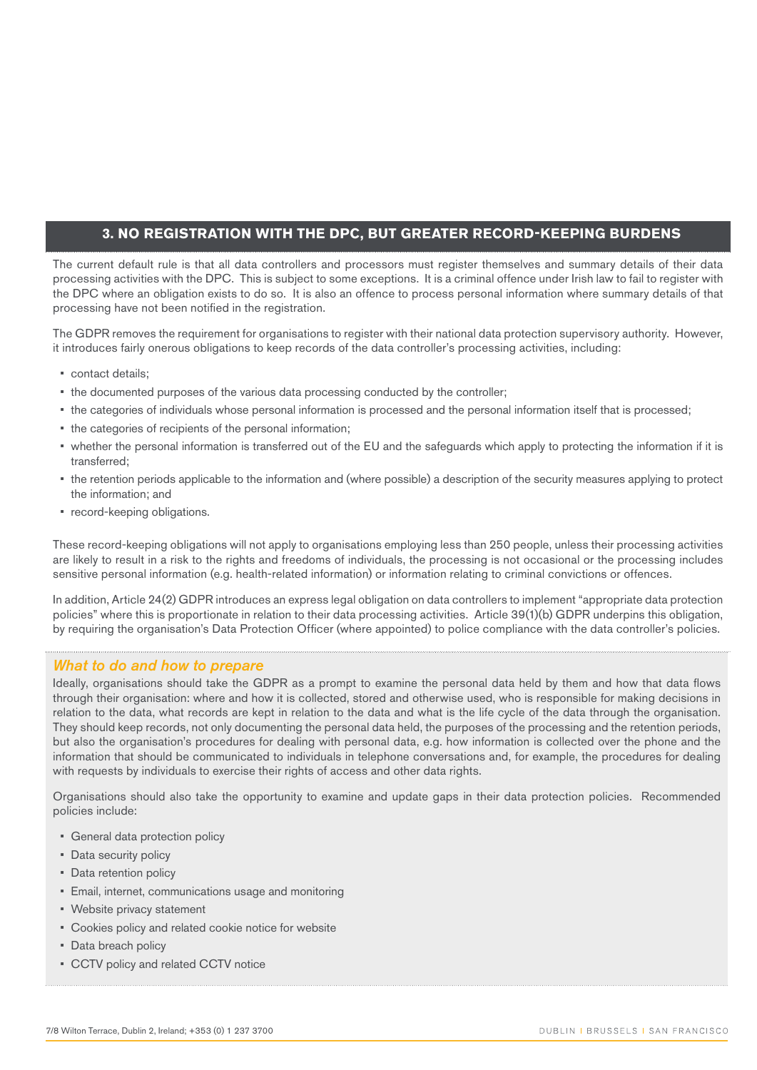## 3. NO REGISTRATION WITH THE DPC, BUT GREATER RECORD-KEEPING BURDENS

The current default rule is that all data controllers and processors must register themselves and summary details of their data processing activities with the DPC. This is subject to some exceptions. It is a criminal offence under Irish law to fail to register with the DPC where an obligation exists to do so. It is also an offence to process personal information where summary details of that processing have not been notified in the registration.

The GDPR removes the requirement for organisations to register with their national data protection supervisory authority. However, it introduces fairly onerous obligations to keep records of the data controller's processing activities, including:

- contact details;
- the documented purposes of the various data processing conducted by the controller;
- the categories of individuals whose personal information is processed and the personal information itself that is processed;
- the categories of recipients of the personal information;
- whether the personal information is transferred out of the EU and the safeguards which apply to protecting the information if it is transferred;
- the retention periods applicable to the information and (where possible) a description of the security measures applying to protect the information; and
- record-keeping obligations.

These record-keeping obligations will not apply to organisations employing less than 250 people, unless their processing activities are likely to result in a risk to the rights and freedoms of individuals, the processing is not occasional or the processing includes sensitive personal information (e.g. health-related information) or information relating to criminal convictions or offences.

In addition, Article 24(2) GDPR introduces an express legal obligation on data controllers to implement "appropriate data protection policies" where this is proportionate in relation to their data processing activities. Article 39(1)(b) GDPR underpins this obligation, by requiring the organisation's Data Protection Officer (where appointed) to police compliance with the data controller's policies.

### *What to do and how to prepare*

Ideally, organisations should take the GDPR as a prompt to examine the personal data held by them and how that data flows through their organisation: where and how it is collected, stored and otherwise used, who is responsible for making decisions in relation to the data, what records are kept in relation to the data and what is the life cycle of the data through the organisation. They should keep records, not only documenting the personal data held, the purposes of the processing and the retention periods, but also the organisation's procedures for dealing with personal data, e.g. how information is collected over the phone and the information that should be communicated to individuals in telephone conversations and, for example, the procedures for dealing with requests by individuals to exercise their rights of access and other data rights.

Organisations should also take the opportunity to examine and update gaps in their data protection policies. Recommended policies include:

- General data protection policy
- Data security policy
- Data retention policy
- Email, internet, communications usage and monitoring
- Website privacy statement
- Cookies policy and related cookie notice for website
- Data breach policy
- CCTV policy and related CCTV notice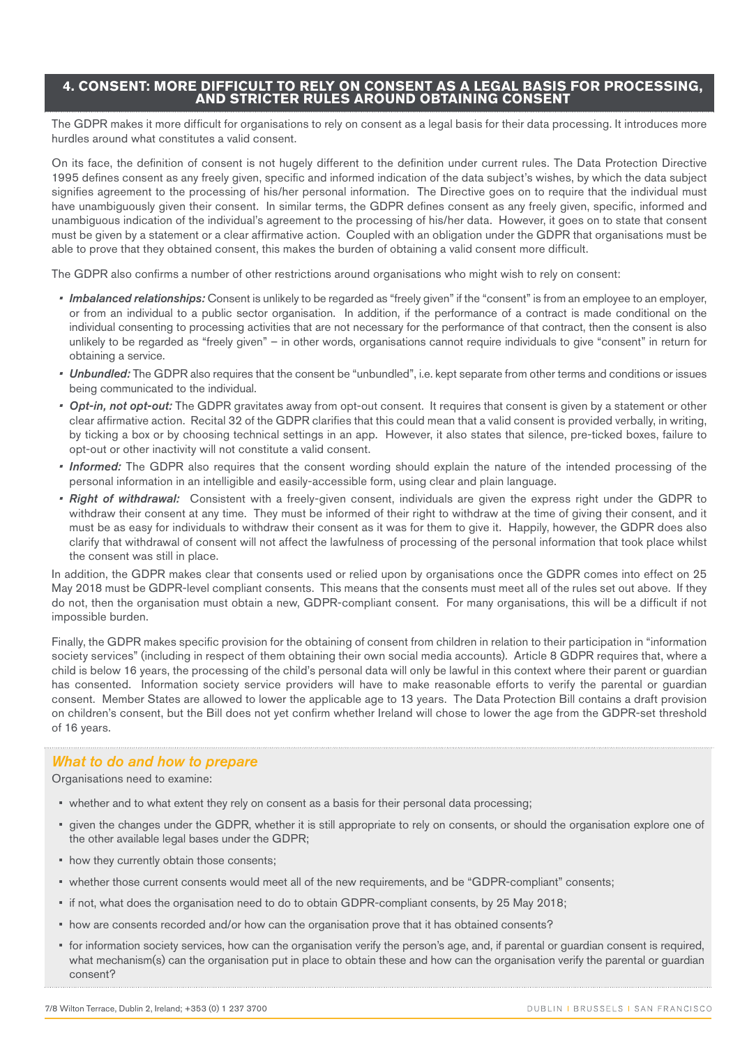## 4. CONSENT: MORE DIFFICULT TO RELY ON CONSENT AS A LEGAL BASIS FOR PROCESSING, AND STRICTER RULES AROUND OBTAINING CONSENT

The GDPR makes it more difficult for organisations to rely on consent as a legal basis for their data processing. It introduces more hurdles around what constitutes a valid consent.

On its face, the definition of consent is not hugely different to the definition under current rules. The Data Protection Directive 1995 defines consent as any freely given, specific and informed indication of the data subject's wishes, by which the data subject signifies agreement to the processing of his/her personal information. The Directive goes on to require that the individual must have unambiguously given their consent. In similar terms, the GDPR defines consent as any freely given, specific, informed and unambiguous indication of the individual's agreement to the processing of his/her data. However, it goes on to state that consent must be given by a statement or a clear affirmative action. Coupled with an obligation under the GDPR that organisations must be able to prove that they obtained consent, this makes the burden of obtaining a valid consent more difficult.

The GDPR also confirms a number of other restrictions around organisations who might wish to rely on consent:

- ***Imbalanced relationships:*** Consent is unlikely to be regarded as "freely given" if the "consent" is from an employee to an employer, or from an individual to a public sector organisation. In addition, if the performance of a contract is made conditional on the individual consenting to processing activities that are not necessary for the performance of that contract, then the consent is also unlikely to be regarded as "freely given" – in other words, organisations cannot require individuals to give "consent" in return for obtaining a service.
- ***Unbundled:*** The GDPR also requires that the consent be "unbundled", i.e. kept separate from other terms and conditions or issues being communicated to the individual.
- ***Opt-in, not opt-out:*** The GDPR gravitates away from opt-out consent. It requires that consent is given by a statement or other clear affirmative action. Recital 32 of the GDPR clarifies that this could mean that a valid consent is provided verbally, in writing, by ticking a box or by choosing technical settings in an app. However, it also states that silence, pre-ticked boxes, failure to opt-out or other inactivity will not constitute a valid consent.
- ***Informed:*** The GDPR also requires that the consent wording should explain the nature of the intended processing of the personal information in an intelligible and easily-accessible form, using clear and plain language.
- ***Right of withdrawal:*** Consistent with a freely-given consent, individuals are given the express right under the GDPR to withdraw their consent at any time. They must be informed of their right to withdraw at the time of giving their consent, and it must be as easy for individuals to withdraw their consent as it was for them to give it. Happily, however, the GDPR does also clarify that withdrawal of consent will not affect the lawfulness of processing of the personal information that took place whilst the consent was still in place.

In addition, the GDPR makes clear that consents used or relied upon by organisations once the GDPR comes into effect on 25 May 2018 must be GDPR-level compliant consents. This means that the consents must meet all of the rules set out above. If they do not, then the organisation must obtain a new, GDPR-compliant consent. For many organisations, this will be a difficult if not impossible burden.

Finally, the GDPR makes specific provision for the obtaining of consent from children in relation to their participation in "information society services" (including in respect of them obtaining their own social media accounts). Article 8 GDPR requires that, where a child is below 16 years, the processing of the child's personal data will only be lawful in this context where their parent or guardian has consented. Information society service providers will have to make reasonable efforts to verify the parental or guardian consent. Member States are allowed to lower the applicable age to 13 years. The Data Protection Bill contains a draft provision on children's consent, but the Bill does not yet confirm whether Ireland will chose to lower the age from the GDPR-set threshold of 16 years.

### *What to do and how to prepare*

Organisations need to examine:

- whether and to what extent they rely on consent as a basis for their personal data processing;
- given the changes under the GDPR, whether it is still appropriate to rely on consents, or should the organisation explore one of the other available legal bases under the GDPR;
- how they currently obtain those consents;
- whether those current consents would meet all of the new requirements, and be "GDPR-compliant" consents;
- if not, what does the organisation need to do to obtain GDPR-compliant consents, by 25 May 2018;
- how are consents recorded and/or how can the organisation prove that it has obtained consents?
- for information society services, how can the organisation verify the person's age, and, if parental or guardian consent is required, what mechanism(s) can the organisation put in place to obtain these and how can the organisation verify the parental or guardian consent?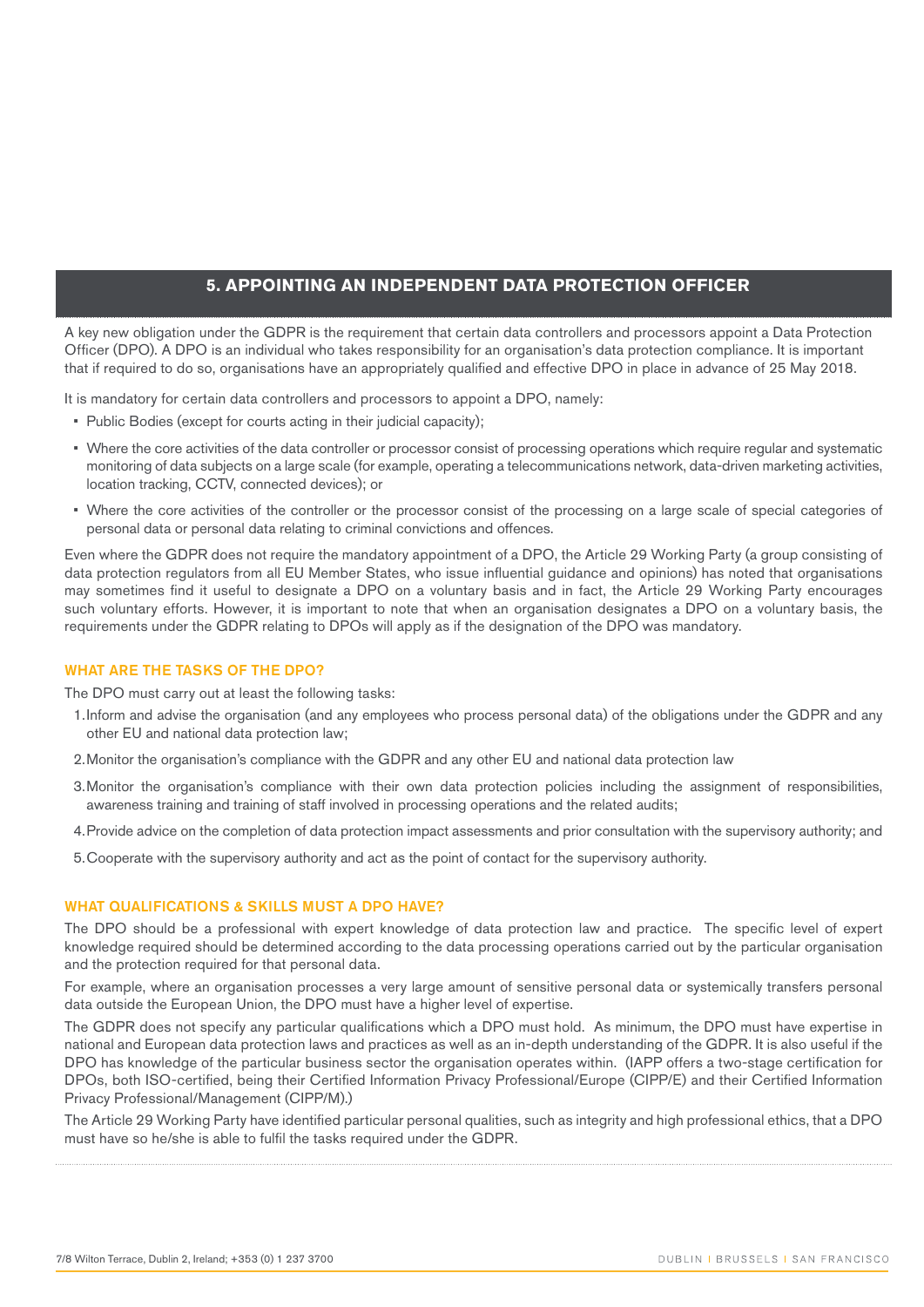## 5. APPOINTING AN INDEPENDENT DATA PROTECTION OFFICER

A key new obligation under the GDPR is the requirement that certain data controllers and processors appoint a Data Protection Officer (DPO). A DPO is an individual who takes responsibility for an organisation's data protection compliance. It is important that if required to do so, organisations have an appropriately qualified and effective DPO in place in advance of 25 May 2018.

It is mandatory for certain data controllers and processors to appoint a DPO, namely:

- Public Bodies (except for courts acting in their judicial capacity);
- Where the core activities of the data controller or processor consist of processing operations which require regular and systematic monitoring of data subjects on a large scale (for example, operating a telecommunications network, data-driven marketing activities, location tracking, CCTV, connected devices); or
- Where the core activities of the controller or the processor consist of the processing on a large scale of special categories of personal data or personal data relating to criminal convictions and offences.

Even where the GDPR does not require the mandatory appointment of a DPO, the Article 29 Working Party (a group consisting of data protection regulators from all EU Member States, who issue influential guidance and opinions) has noted that organisations may sometimes find it useful to designate a DPO on a voluntary basis and in fact, the Article 29 Working Party encourages such voluntary efforts. However, it is important to note that when an organisation designates a DPO on a voluntary basis, the requirements under the GDPR relating to DPOs will apply as if the designation of the DPO was mandatory.

### WHAT ARE THE TASKS OF THE DPO?

The DPO must carry out at least the following tasks:

1. Inform and advise the organisation (and any employees who process personal data) of the obligations under the GDPR and any other EU and national data protection law;
2. Monitor the organisation's compliance with the GDPR and any other EU and national data protection law
3. Monitor the organisation's compliance with their own data protection policies including the assignment of responsibilities, awareness training and training of staff involved in processing operations and the related audits;
4. Provide advice on the completion of data protection impact assessments and prior consultation with the supervisory authority; and
5. Cooperate with the supervisory authority and act as the point of contact for the supervisory authority.

### WHAT QUALIFICATIONS & SKILLS MUST A DPO HAVE?

The DPO should be a professional with expert knowledge of data protection law and practice. The specific level of expert knowledge required should be determined according to the data processing operations carried out by the particular organisation and the protection required for that personal data.

For example, where an organisation processes a very large amount of sensitive personal data or systemically transfers personal data outside the European Union, the DPO must have a higher level of expertise.

The GDPR does not specify any particular qualifications which a DPO must hold. As minimum, the DPO must have expertise in national and European data protection laws and practices as well as an in-depth understanding of the GDPR. It is also useful if the DPO has knowledge of the particular business sector the organisation operates within. (IAPP offers a two-stage certification for DPOs, both ISO-certified, being their Certified Information Privacy Professional/Europe (CIPP/E) and their Certified Information Privacy Professional/Management (CIPP/M).)

The Article 29 Working Party have identified particular personal qualities, such as integrity and high professional ethics, that a DPO must have so he/she is able to fulfil the tasks required under the GDPR.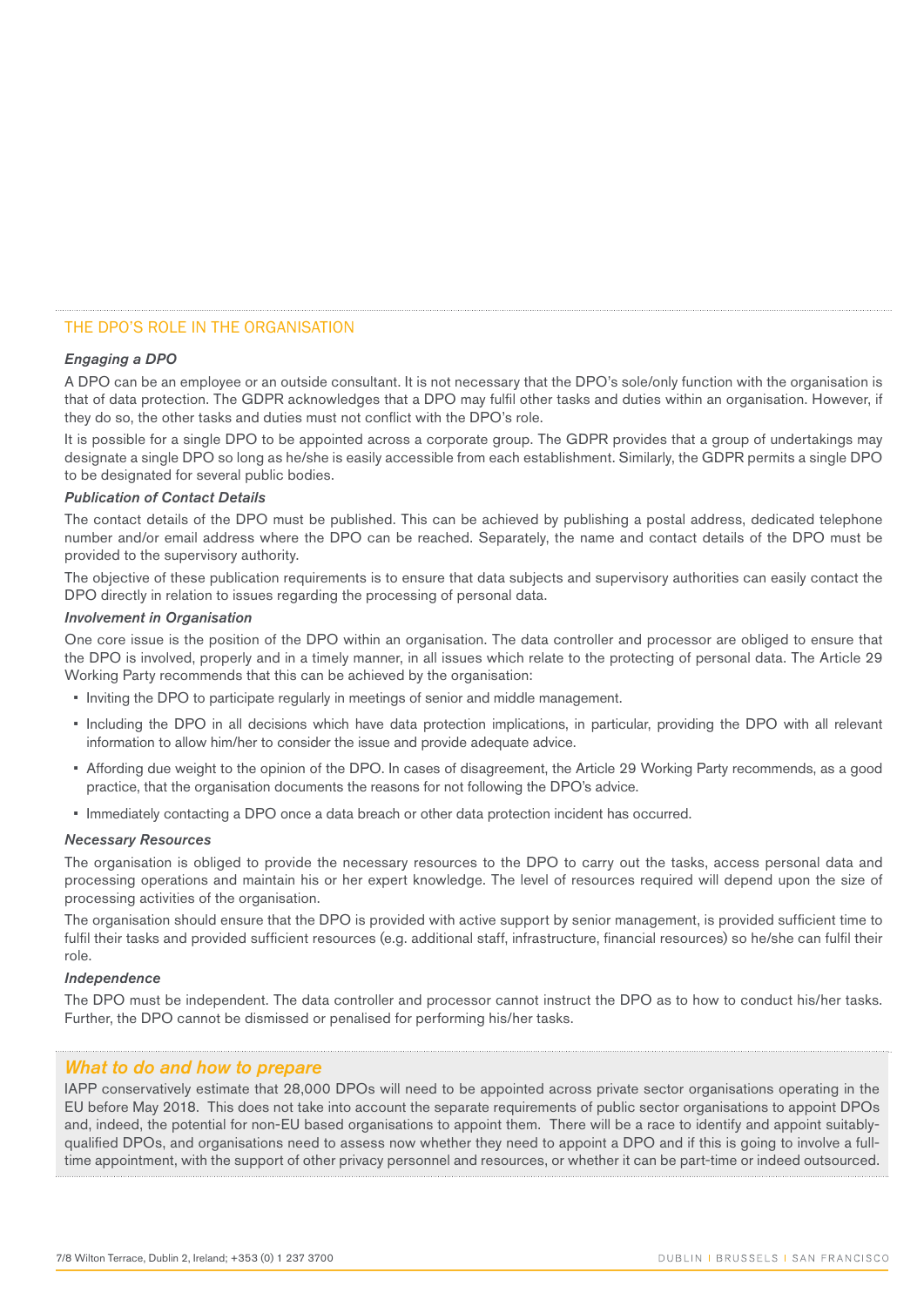## THE DPO'S ROLE IN THE ORGANISATION

### *Engaging a DPO*

A DPO can be an employee or an outside consultant. It is not necessary that the DPO's sole/only function with the organisation is that of data protection. The GDPR acknowledges that a DPO may fulfil other tasks and duties within an organisation. However, if they do so, the other tasks and duties must not conflict with the DPO's role.

It is possible for a single DPO to be appointed across a corporate group. The GDPR provides that a group of undertakings may designate a single DPO so long as he/she is easily accessible from each establishment. Similarly, the GDPR permits a single DPO to be designated for several public bodies.

### *Publication of Contact Details*

The contact details of the DPO must be published. This can be achieved by publishing a postal address, dedicated telephone number and/or email address where the DPO can be reached. Separately, the name and contact details of the DPO must be provided to the supervisory authority.

The objective of these publication requirements is to ensure that data subjects and supervisory authorities can easily contact the DPO directly in relation to issues regarding the processing of personal data.

### *Involvement in Organisation*

One core issue is the position of the DPO within an organisation. The data controller and processor are obliged to ensure that the DPO is involved, properly and in a timely manner, in all issues which relate to the protecting of personal data. The Article 29 Working Party recommends that this can be achieved by the organisation:

- Inviting the DPO to participate regularly in meetings of senior and middle management.
- Including the DPO in all decisions which have data protection implications, in particular, providing the DPO with all relevant information to allow him/her to consider the issue and provide adequate advice.
- Affording due weight to the opinion of the DPO. In cases of disagreement, the Article 29 Working Party recommends, as a good practice, that the organisation documents the reasons for not following the DPO's advice.
- Immediately contacting a DPO once a data breach or other data protection incident has occurred.

### *Necessary Resources*

The organisation is obliged to provide the necessary resources to the DPO to carry out the tasks, access personal data and processing operations and maintain his or her expert knowledge. The level of resources required will depend upon the size of processing activities of the organisation.

The organisation should ensure that the DPO is provided with active support by senior management, is provided sufficient time to fulfil their tasks and provided sufficient resources (e.g. additional staff, infrastructure, financial resources) so he/she can fulfil their role.

### *Independence*

The DPO must be independent. The data controller and processor cannot instruct the DPO as to how to conduct his/her tasks. Further, the DPO cannot be dismissed or penalised for performing his/her tasks.

## *What to do and how to prepare*

IAPP conservatively estimate that 28,000 DPOs will need to be appointed across private sector organisations operating in the EU before May 2018. This does not take into account the separate requirements of public sector organisations to appoint DPOs and, indeed, the potential for non-EU based organisations to appoint them. There will be a race to identify and appoint suitably-qualified DPOs, and organisations need to assess now whether they need to appoint a DPO and if this is going to involve a full-time appointment, with the support of other privacy personnel and resources, or whether it can be part-time or indeed outsourced.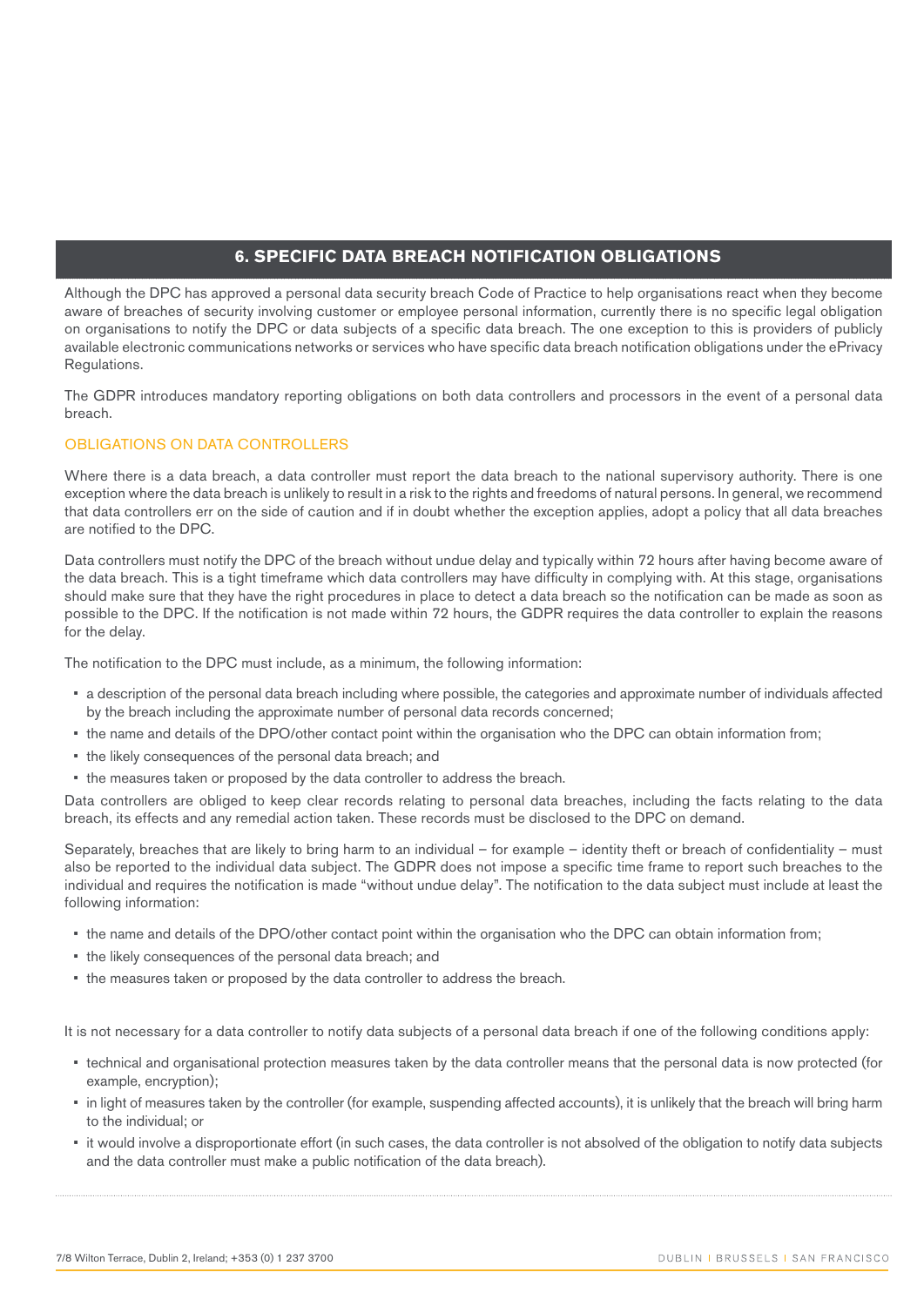## 6. SPECIFIC DATA BREACH NOTIFICATION OBLIGATIONS

Although the DPC has approved a personal data security breach Code of Practice to help organisations react when they become aware of breaches of security involving customer or employee personal information, currently there is no specific legal obligation on organisations to notify the DPC or data subjects of a specific data breach. The one exception to this is providers of publicly available electronic communications networks or services who have specific data breach notification obligations under the ePrivacy Regulations.

The GDPR introduces mandatory reporting obligations on both data controllers and processors in the event of a personal data breach.

### OBLIGATIONS ON DATA CONTROLLERS

Where there is a data breach, a data controller must report the data breach to the national supervisory authority. There is one exception where the data breach is unlikely to result in a risk to the rights and freedoms of natural persons. In general, we recommend that data controllers err on the side of caution and if in doubt whether the exception applies, adopt a policy that all data breaches are notified to the DPC.

Data controllers must notify the DPC of the breach without undue delay and typically within 72 hours after having become aware of the data breach. This is a tight timeframe which data controllers may have difficulty in complying with. At this stage, organisations should make sure that they have the right procedures in place to detect a data breach so the notification can be made as soon as possible to the DPC. If the notification is not made within 72 hours, the GDPR requires the data controller to explain the reasons for the delay.

The notification to the DPC must include, as a minimum, the following information:

- a description of the personal data breach including where possible, the categories and approximate number of individuals affected by the breach including the approximate number of personal data records concerned;
- the name and details of the DPO/other contact point within the organisation who the DPC can obtain information from;
- the likely consequences of the personal data breach; and
- the measures taken or proposed by the data controller to address the breach.

Data controllers are obliged to keep clear records relating to personal data breaches, including the facts relating to the data breach, its effects and any remedial action taken. These records must be disclosed to the DPC on demand.

Separately, breaches that are likely to bring harm to an individual – for example – identity theft or breach of confidentiality – must also be reported to the individual data subject. The GDPR does not impose a specific time frame to report such breaches to the individual and requires the notification is made "without undue delay". The notification to the data subject must include at least the following information:

- the name and details of the DPO/other contact point within the organisation who the DPC can obtain information from;
- the likely consequences of the personal data breach; and
- the measures taken or proposed by the data controller to address the breach.

It is not necessary for a data controller to notify data subjects of a personal data breach if one of the following conditions apply:

- technical and organisational protection measures taken by the data controller means that the personal data is now protected (for example, encryption);
- in light of measures taken by the controller (for example, suspending affected accounts), it is unlikely that the breach will bring harm to the individual; or
- it would involve a disproportionate effort (in such cases, the data controller is not absolved of the obligation to notify data subjects and the data controller must make a public notification of the data breach).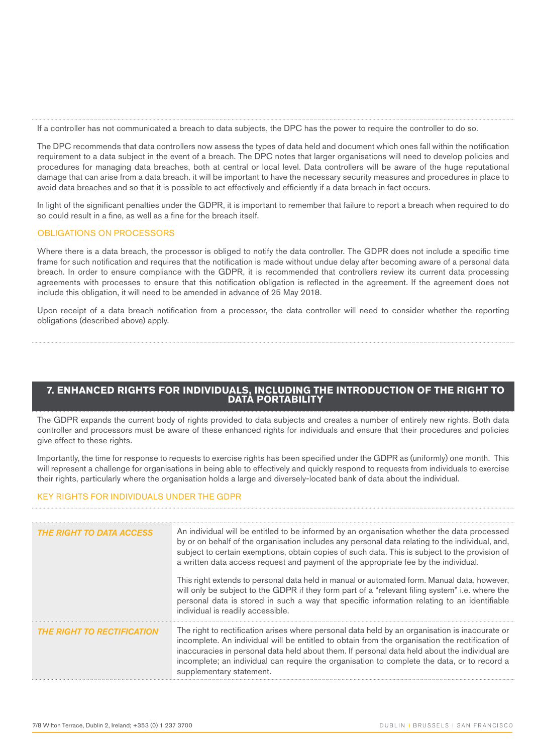If a controller has not communicated a breach to data subjects, the DPC has the power to require the controller to do so.

The DPC recommends that data controllers now assess the types of data held and document which ones fall within the notification requirement to a data subject in the event of a breach. The DPC notes that larger organisations will need to develop policies and procedures for managing data breaches, both at central or local level. Data controllers will be aware of the huge reputational damage that can arise from a data breach. it will be important to have the necessary security measures and procedures in place to avoid data breaches and so that it is possible to act effectively and efficiently if a data breach in fact occurs.

In light of the significant penalties under the GDPR, it is important to remember that failure to report a breach when required to do so could result in a fine, as well as a fine for the breach itself.

### OBLIGATIONS ON PROCESSORS

Where there is a data breach, the processor is obliged to notify the data controller. The GDPR does not include a specific time frame for such notification and requires that the notification is made without undue delay after becoming aware of a personal data breach. In order to ensure compliance with the GDPR, it is recommended that controllers review its current data processing agreements with processes to ensure that this notification obligation is reflected in the agreement. If the agreement does not include this obligation, it will need to be amended in advance of 25 May 2018.

Upon receipt of a data breach notification from a processor, the data controller will need to consider whether the reporting obligations (described above) apply.

## 7. ENHANCED RIGHTS FOR INDIVIDUALS, INCLUDING THE INTRODUCTION OF THE RIGHT TO DATA PORTABILITY

The GDPR expands the current body of rights provided to data subjects and creates a number of entirely new rights. Both data controller and processors must be aware of these enhanced rights for individuals and ensure that their procedures and policies give effect to these rights.

Importantly, the time for response to requests to exercise rights has been specified under the GDPR as (uniformly) one month. This will represent a challenge for organisations in being able to effectively and quickly respond to requests from individuals to exercise their rights, particularly where the organisation holds a large and diversely-located bank of data about the individual.

### KEY RIGHTS FOR INDIVIDUALS UNDER THE GDPR

| | |
|---|---|
| ***THE RIGHT TO DATA ACCESS*** | An individual will be entitled to be informed by an organisation whether the data processed by or on behalf of the organisation includes any personal data relating to the individual, and, subject to certain exemptions, obtain copies of such data. This is subject to the provision of a written data access request and payment of the appropriate fee by the individual.<br><br>This right extends to personal data held in manual or automated form. Manual data, however, will only be subject to the GDPR if they form part of a "relevant filing system" i.e. where the personal data is stored in such a way that specific information relating to an identifiable individual is readily accessible. |
| ***THE RIGHT TO RECTIFICATION*** | The right to rectification arises where personal data held by an organisation is inaccurate or incomplete. An individual will be entitled to obtain from the organisation the rectification of inaccuracies in personal data held about them. If personal data held about the individual are incomplete; an individual can require the organisation to complete the data, or to record a supplementary statement. |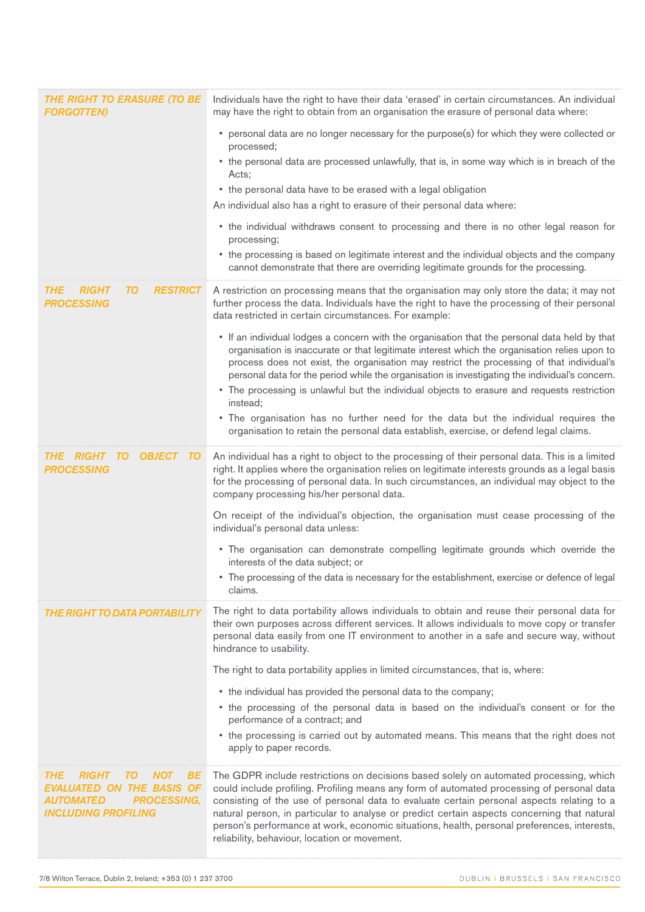| | |
|---|---|
| ***THE RIGHT TO ERASURE (TO BE FORGOTTEN)*** | Individuals have the right to have their data 'erased' in certain circumstances. An individual may have the right to obtain from an organisation the erasure of personal data where:<br><br>▪ personal data are no longer necessary for the purpose(s) for which they were collected or processed;<br>▪ the personal data are processed unlawfully, that is, in some way which is in breach of the Acts;<br>▪ the personal data have to be erased with a legal obligation<br><br>An individual also has a right to erasure of their personal data where:<br><br>▪ the individual withdraws consent to processing and there is no other legal reason for processing;<br>▪ the processing is based on legitimate interest and the individual objects and the company cannot demonstrate that there are overriding legitimate grounds for the processing. |
| ***THE RIGHT TO RESTRICT PROCESSING*** | A restriction on processing means that the organisation may only store the data; it may not further process the data. Individuals have the right to have the processing of their personal data restricted in certain circumstances. For example:<br><br>▪ If an individual lodges a concern with the organisation that the personal data held by that organisation is inaccurate or that legitimate interest which the organisation relies upon to process does not exist, the organisation may restrict the processing of that individual's personal data for the period while the organisation is investigating the individual's concern.<br>▪ The processing is unlawful but the individual objects to erasure and requests restriction instead;<br>▪ The organisation has no further need for the data but the individual requires the organisation to retain the personal data establish, exercise, or defend legal claims. |
| ***THE RIGHT TO OBJECT TO PROCESSING*** | An individual has a right to object to the processing of their personal data. This is a limited right. It applies where the organisation relies on legitimate interests grounds as a legal basis for the processing of personal data. In such circumstances, an individual may object to the company processing his/her personal data.<br><br>On receipt of the individual's objection, the organisation must cease processing of the individual's personal data unless:<br><br>▪ The organisation can demonstrate compelling legitimate grounds which override the interests of the data subject; or<br>▪ The processing of the data is necessary for the establishment, exercise or defence of legal claims. |
| ***THE RIGHT TO DATA PORTABILITY*** | The right to data portability allows individuals to obtain and reuse their personal data for their own purposes across different services. It allows individuals to move copy or transfer personal data easily from one IT environment to another in a safe and secure way, without hindrance to usability.<br><br>The right to data portability applies in limited circumstances, that is, where:<br><br>▪ the individual has provided the personal data to the company;<br>▪ the processing of the personal data is based on the individual's consent or for the performance of a contract; and<br>▪ the processing is carried out by automated means. This means that the right does not apply to paper records. |
| ***THE RIGHT TO NOT BE EVALUATED ON THE BASIS OF AUTOMATED PROCESSING, INCLUDING PROFILING*** | The GDPR include restrictions on decisions based solely on automated processing, which could include profiling. Profiling means any form of automated processing of personal data consisting of the use of personal data to evaluate certain personal aspects relating to a natural person, in particular to analyse or predict certain aspects concerning that natural person's performance at work, economic situations, health, personal preferences, interests, reliability, behaviour, location or movement. |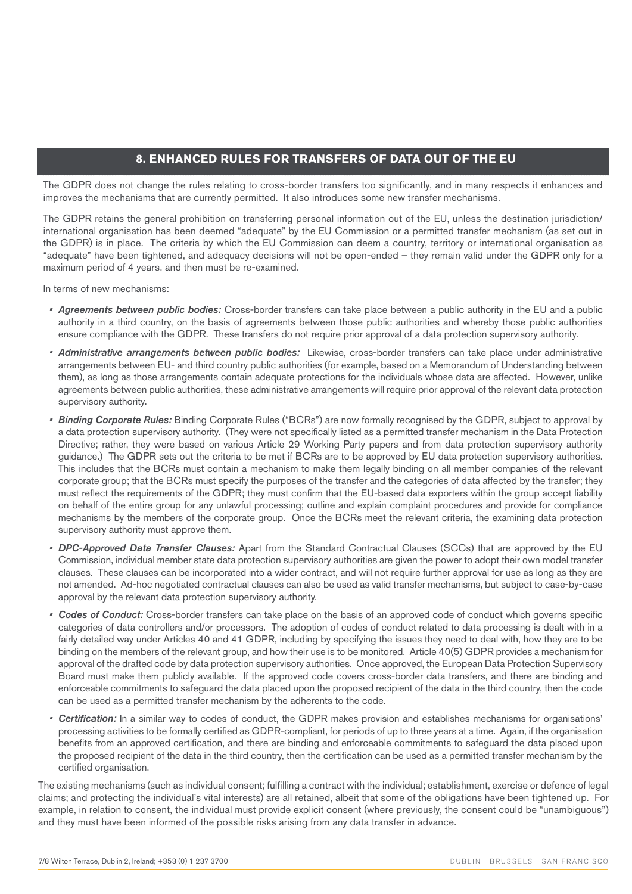## 8. ENHANCED RULES FOR TRANSFERS OF DATA OUT OF THE EU

The GDPR does not change the rules relating to cross-border transfers too significantly, and in many respects it enhances and improves the mechanisms that are currently permitted. It also introduces some new transfer mechanisms.

The GDPR retains the general prohibition on transferring personal information out of the EU, unless the destination jurisdiction/ international organisation has been deemed "adequate" by the EU Commission or a permitted transfer mechanism (as set out in the GDPR) is in place. The criteria by which the EU Commission can deem a country, territory or international organisation as "adequate" have been tightened, and adequacy decisions will not be open-ended – they remain valid under the GDPR only for a maximum period of 4 years, and then must be re-examined.

In terms of new mechanisms:

- ***Agreements between public bodies:*** Cross-border transfers can take place between a public authority in the EU and a public authority in a third country, on the basis of agreements between those public authorities and whereby those public authorities ensure compliance with the GDPR. These transfers do not require prior approval of a data protection supervisory authority.
- ***Administrative arrangements between public bodies:*** Likewise, cross-border transfers can take place under administrative arrangements between EU- and third country public authorities (for example, based on a Memorandum of Understanding between them), as long as those arrangements contain adequate protections for the individuals whose data are affected. However, unlike agreements between public authorities, these administrative arrangements will require prior approval of the relevant data protection supervisory authority.
- ***Binding Corporate Rules:*** Binding Corporate Rules ("BCRs") are now formally recognised by the GDPR, subject to approval by a data protection supervisory authority. (They were not specifically listed as a permitted transfer mechanism in the Data Protection Directive; rather, they were based on various Article 29 Working Party papers and from data protection supervisory authority guidance.) The GDPR sets out the criteria to be met if BCRs are to be approved by EU data protection supervisory authorities. This includes that the BCRs must contain a mechanism to make them legally binding on all member companies of the relevant corporate group; that the BCRs must specify the purposes of the transfer and the categories of data affected by the transfer; they must reflect the requirements of the GDPR; they must confirm that the EU-based data exporters within the group accept liability on behalf of the entire group for any unlawful processing; outline and explain complaint procedures and provide for compliance mechanisms by the members of the corporate group. Once the BCRs meet the relevant criteria, the examining data protection supervisory authority must approve them.
- ***DPC-Approved Data Transfer Clauses:*** Apart from the Standard Contractual Clauses (SCCs) that are approved by the EU Commission, individual member state data protection supervisory authorities are given the power to adopt their own model transfer clauses. These clauses can be incorporated into a wider contract, and will not require further approval for use as long as they are not amended. Ad-hoc negotiated contractual clauses can also be used as valid transfer mechanisms, but subject to case-by-case approval by the relevant data protection supervisory authority.
- ***Codes of Conduct:*** Cross-border transfers can take place on the basis of an approved code of conduct which governs specific categories of data controllers and/or processors. The adoption of codes of conduct related to data processing is dealt with in a fairly detailed way under Articles 40 and 41 GDPR, including by specifying the issues they need to deal with, how they are to be binding on the members of the relevant group, and how their use is to be monitored. Article 40(5) GDPR provides a mechanism for approval of the drafted code by data protection supervisory authorities. Once approved, the European Data Protection Supervisory Board must make them publicly available. If the approved code covers cross-border data transfers, and there are binding and enforceable commitments to safeguard the data placed upon the proposed recipient of the data in the third country, then the code can be used as a permitted transfer mechanism by the adherents to the code.
- ***Certification:*** In a similar way to codes of conduct, the GDPR makes provision and establishes mechanisms for organisations' processing activities to be formally certified as GDPR-compliant, for periods of up to three years at a time. Again, if the organisation benefits from an approved certification, and there are binding and enforceable commitments to safeguard the data placed upon the proposed recipient of the data in the third country, then the certification can be used as a permitted transfer mechanism by the certified organisation.

The existing mechanisms (such as individual consent; fulfilling a contract with the individual; establishment, exercise or defence of legal claims; and protecting the individual's vital interests) are all retained, albeit that some of the obligations have been tightened up. For example, in relation to consent, the individual must provide explicit consent (where previously, the consent could be "unambiguous") and they must have been informed of the possible risks arising from any data transfer in advance.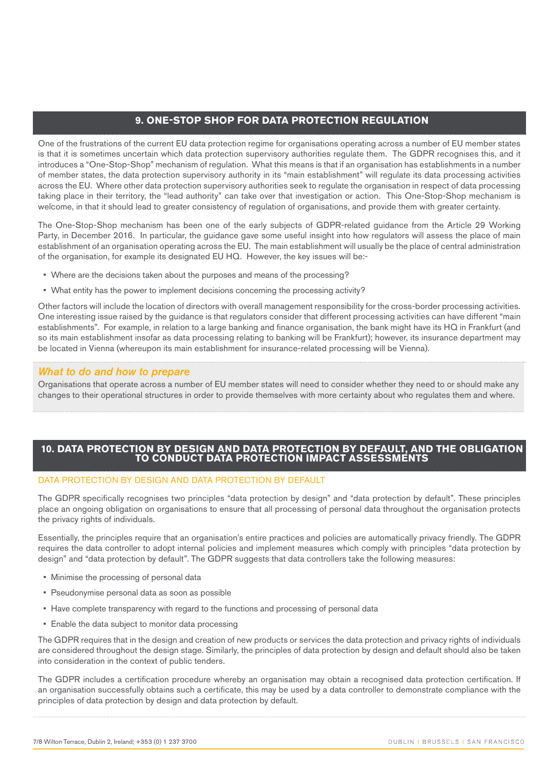## 9. ONE-STOP SHOP FOR DATA PROTECTION REGULATION

One of the frustrations of the current EU data protection regime for organisations operating across a number of EU member states is that it is sometimes uncertain which data protection supervisory authorities regulate them. The GDPR recognises this, and it introduces a "One-Stop-Shop" mechanism of regulation. What this means is that if an organisation has establishments in a number of member states, the data protection supervisory authority in its "main establishment" will regulate its data processing activities across the EU. Where other data protection supervisory authorities seek to regulate the organisation in respect of data processing taking place in their territory, the "lead authority" can take over that investigation or action. This One-Stop-Shop mechanism is welcome, in that it should lead to greater consistency of regulation of organisations, and provide them with greater certainty.

The One-Stop-Shop mechanism has been one of the early subjects of GDPR-related guidance from the Article 29 Working Party, in December 2016. In particular, the guidance gave some useful insight into how regulators will assess the place of main establishment of an organisation operating across the EU. The main establishment will usually be the place of central administration of the organisation, for example its designated EU HQ. However, the key issues will be:-

- Where are the decisions taken about the purposes and means of the processing?
- What entity has the power to implement decisions concerning the processing activity?

Other factors will include the location of directors with overall management responsibility for the cross-border processing activities. One interesting issue raised by the guidance is that regulators consider that different processing activities can have different "main establishments". For example, in relation to a large banking and finance organisation, the bank might have its HQ in Frankfurt (and so its main establishment insofar as data processing relating to banking will be Frankfurt); however, its insurance department may be located in Vienna (whereupon its main establishment for insurance-related processing will be Vienna).

### *What to do and how to prepare*

Organisations that operate across a number of EU member states will need to consider whether they need to or should make any changes to their operational structures in order to provide themselves with more certainty about who regulates them and where.

## 10. DATA PROTECTION BY DESIGN AND DATA PROTECTION BY DEFAULT, AND THE OBLIGATION TO CONDUCT DATA PROTECTION IMPACT ASSESSMENTS

### DATA PROTECTION BY DESIGN AND DATA PROTECTION BY DEFAULT

The GDPR specifically recognises two principles "data protection by design" and "data protection by default". These principles place an ongoing obligation on organisations to ensure that all processing of personal data throughout the organisation protects the privacy rights of individuals.

Essentially, the principles require that an organisation's entire practices and policies are automatically privacy friendly. The GDPR requires the data controller to adopt internal policies and implement measures which comply with principles "data protection by design" and "data protection by default". The GDPR suggests that data controllers take the following measures:

- Minimise the processing of personal data
- Pseudonymise personal data as soon as possible
- Have complete transparency with regard to the functions and processing of personal data
- Enable the data subject to monitor data processing

The GDPR requires that in the design and creation of new products or services the data protection and privacy rights of individuals are considered throughout the design stage. Similarly, the principles of data protection by design and default should also be taken into consideration in the context of public tenders.

The GDPR includes a certification procedure whereby an organisation may obtain a recognised data protection certification. If an organisation successfully obtains such a certificate, this may be used by a data controller to demonstrate compliance with the principles of data protection by design and data protection by default.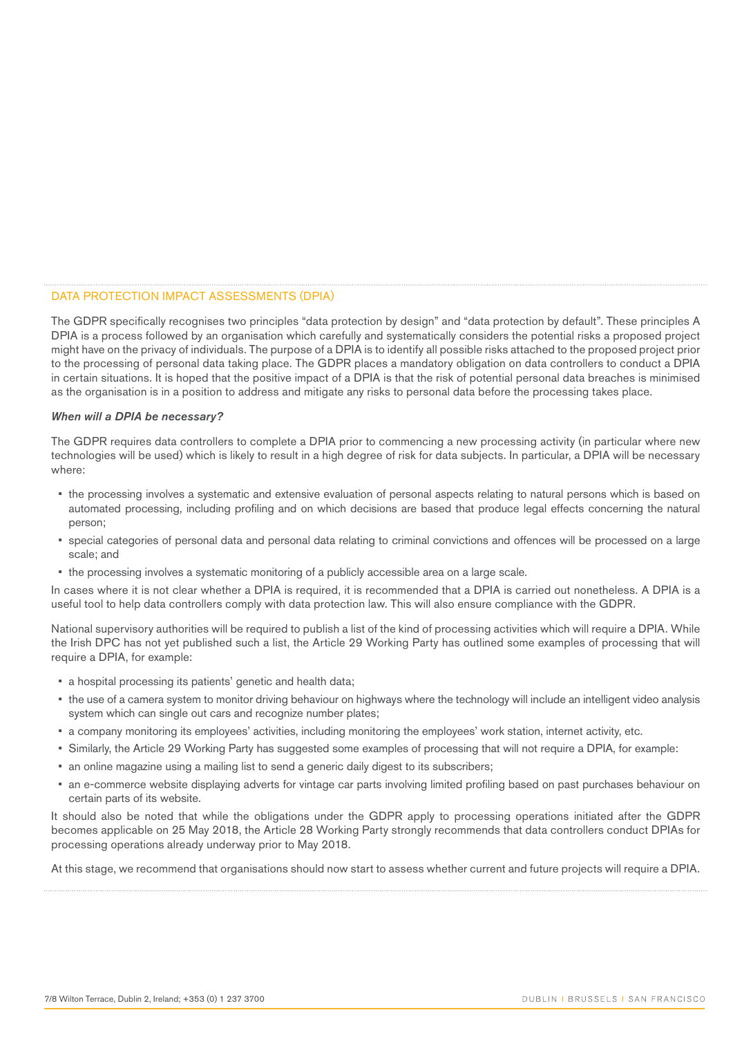## DATA PROTECTION IMPACT ASSESSMENTS (DPIA)

The GDPR specifically recognises two principles "data protection by design" and "data protection by default". These principles A DPIA is a process followed by an organisation which carefully and systematically considers the potential risks a proposed project might have on the privacy of individuals. The purpose of a DPIA is to identify all possible risks attached to the proposed project prior to the processing of personal data taking place. The GDPR places a mandatory obligation on data controllers to conduct a DPIA in certain situations. It is hoped that the positive impact of a DPIA is that the risk of potential personal data breaches is minimised as the organisation is in a position to address and mitigate any risks to personal data before the processing takes place.

***When will a DPIA be necessary?***

The GDPR requires data controllers to complete a DPIA prior to commencing a new processing activity (in particular where new technologies will be used) which is likely to result in a high degree of risk for data subjects. In particular, a DPIA will be necessary where:

- the processing involves a systematic and extensive evaluation of personal aspects relating to natural persons which is based on automated processing, including profiling and on which decisions are based that produce legal effects concerning the natural person;
- special categories of personal data and personal data relating to criminal convictions and offences will be processed on a large scale; and
- the processing involves a systematic monitoring of a publicly accessible area on a large scale.

In cases where it is not clear whether a DPIA is required, it is recommended that a DPIA is carried out nonetheless. A DPIA is a useful tool to help data controllers comply with data protection law. This will also ensure compliance with the GDPR.

National supervisory authorities will be required to publish a list of the kind of processing activities which will require a DPIA. While the Irish DPC has not yet published such a list, the Article 29 Working Party has outlined some examples of processing that will require a DPIA, for example:

- a hospital processing its patients' genetic and health data;
- the use of a camera system to monitor driving behaviour on highways where the technology will include an intelligent video analysis system which can single out cars and recognize number plates;
- a company monitoring its employees' activities, including monitoring the employees' work station, internet activity, etc.
- Similarly, the Article 29 Working Party has suggested some examples of processing that will not require a DPIA, for example:
- an online magazine using a mailing list to send a generic daily digest to its subscribers;
- an e-commerce website displaying adverts for vintage car parts involving limited profiling based on past purchases behaviour on certain parts of its website.

It should also be noted that while the obligations under the GDPR apply to processing operations initiated after the GDPR becomes applicable on 25 May 2018, the Article 28 Working Party strongly recommends that data controllers conduct DPIAs for processing operations already underway prior to May 2018.

At this stage, we recommend that organisations should now start to assess whether current and future projects will require a DPIA.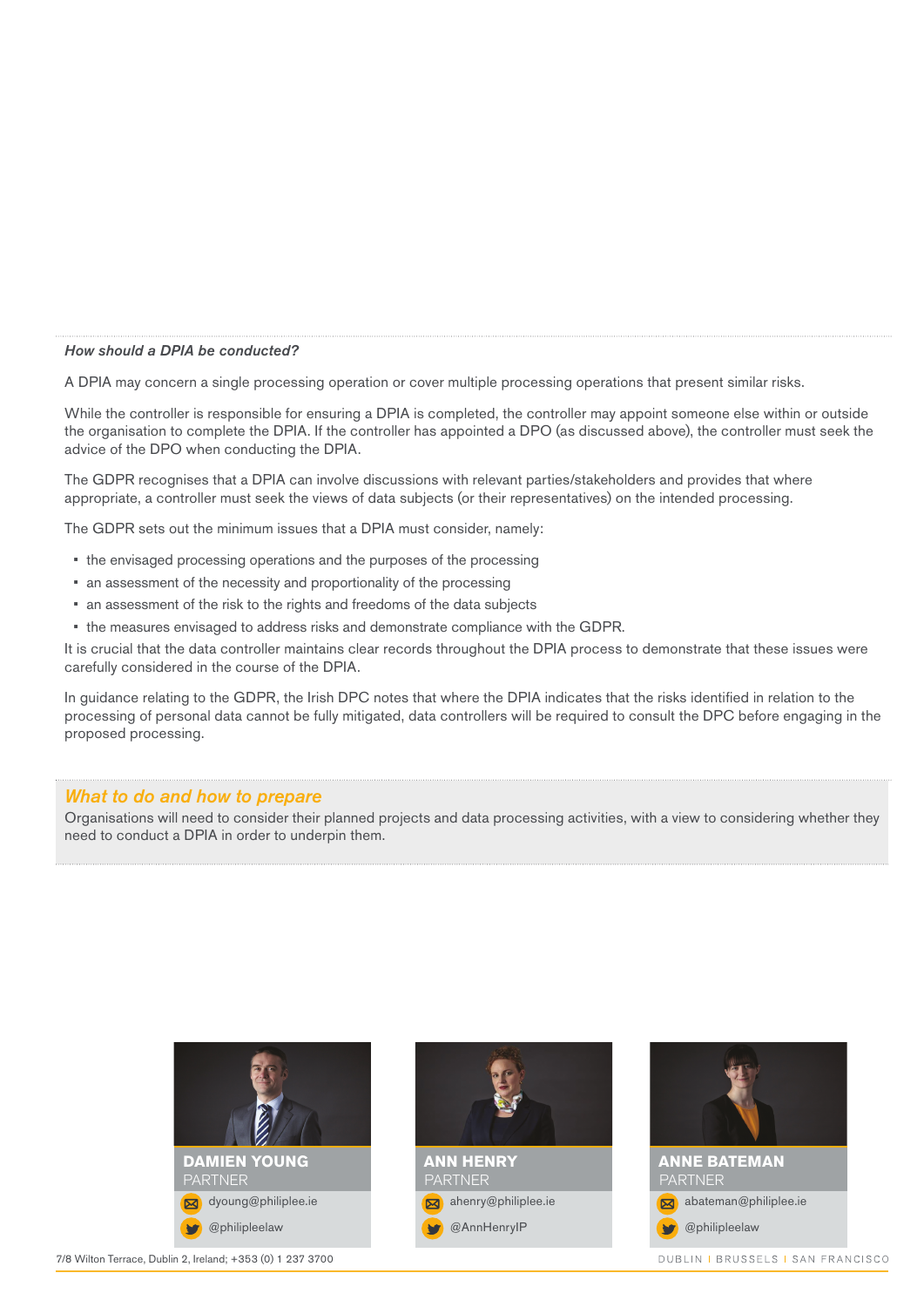*How should a DPIA be conducted?*

A DPIA may concern a single processing operation or cover multiple processing operations that present similar risks.

While the controller is responsible for ensuring a DPIA is completed, the controller may appoint someone else within or outside the organisation to complete the DPIA. If the controller has appointed a DPO (as discussed above), the controller must seek the advice of the DPO when conducting the DPIA.

The GDPR recognises that a DPIA can involve discussions with relevant parties/stakeholders and provides that where appropriate, a controller must seek the views of data subjects (or their representatives) on the intended processing.

The GDPR sets out the minimum issues that a DPIA must consider, namely:

- the envisaged processing operations and the purposes of the processing
- an assessment of the necessity and proportionality of the processing
- an assessment of the risk to the rights and freedoms of the data subjects
- the measures envisaged to address risks and demonstrate compliance with the GDPR.

It is crucial that the data controller maintains clear records throughout the DPIA process to demonstrate that these issues were carefully considered in the course of the DPIA.

In guidance relating to the GDPR, the Irish DPC notes that where the DPIA indicates that the risks identified in relation to the processing of personal data cannot be fully mitigated, data controllers will be required to consult the DPC before engaging in the proposed processing.

## *What to do and how to prepare*

Organisations will need to consider their planned projects and data processing activities, with a view to considering whether they need to conduct a DPIA in order to underpin them.

**DAMIEN YOUNG**
PARTNER
dyoung@philiplee.ie
@philipleelaw

**ANN HENRY**
PARTNER
ahenry@philiplee.ie
@AnnHenryIP

**ANNE BATEMAN**
PARTNER
abateman@philiplee.ie
@philipleelaw

7/8 Wilton Terrace, Dublin 2, Ireland; +353 (0) 1 237 3700

DUBLIN | BRUSSELS | SAN FRANCISCO